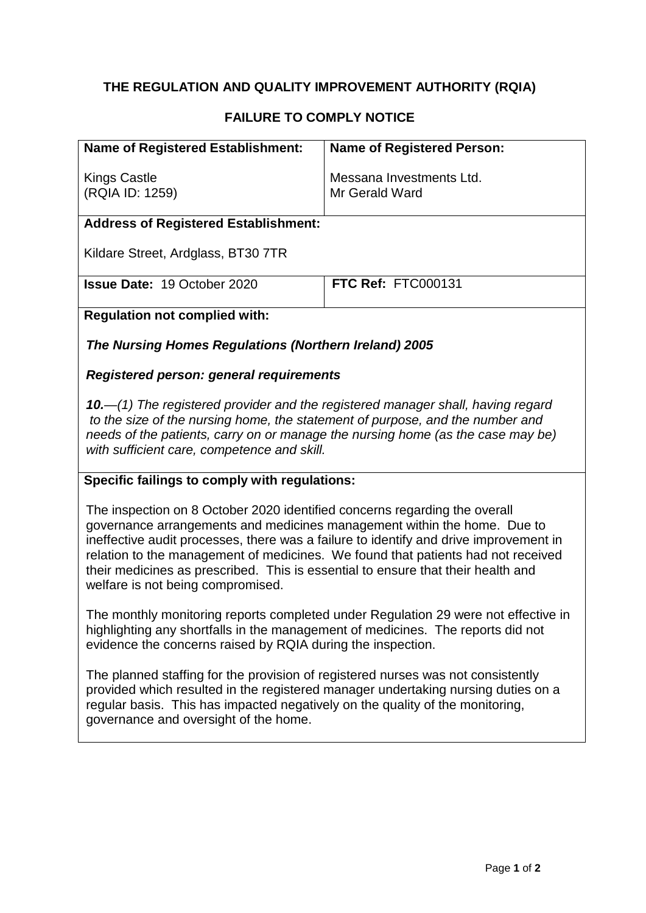# THE REGULATION AND QUALITY IMPROVEMENT AUTHORITY (RQIA)

## FAILURE TO COMPLY NOTICE

| **Name of Registered Establishment:** | **Name of Registered Person:** |
|---|---|
| Kings Castle<br>(RQIA ID: 1259) | Messana Investments Ltd.<br>Mr Gerald Ward |

**Address of Registered Establishment:**

Kildare Street, Ardglass, BT30 7TR

| **Issue Date:** 19 October 2020 | **FTC Ref:** FTC000131 |
|---|---|

**Regulation not complied with:**

***The Nursing Homes Regulations (Northern Ireland) 2005***

***Registered person: general requirements***

***10.**—(1) The registered provider and the registered manager shall, having regard to the size of the nursing home, the statement of purpose, and the number and needs of the patients, carry on or manage the nursing home (as the case may be) with sufficient care, competence and skill.*

**Specific failings to comply with regulations:**

The inspection on 8 October 2020 identified concerns regarding the overall governance arrangements and medicines management within the home. Due to ineffective audit processes, there was a failure to identify and drive improvement in relation to the management of medicines. We found that patients had not received their medicines as prescribed. This is essential to ensure that their health and welfare is not being compromised.

The monthly monitoring reports completed under Regulation 29 were not effective in highlighting any shortfalls in the management of medicines. The reports did not evidence the concerns raised by RQIA during the inspection.

The planned staffing for the provision of registered nurses was not consistently provided which resulted in the registered manager undertaking nursing duties on a regular basis. This has impacted negatively on the quality of the monitoring, governance and oversight of the home.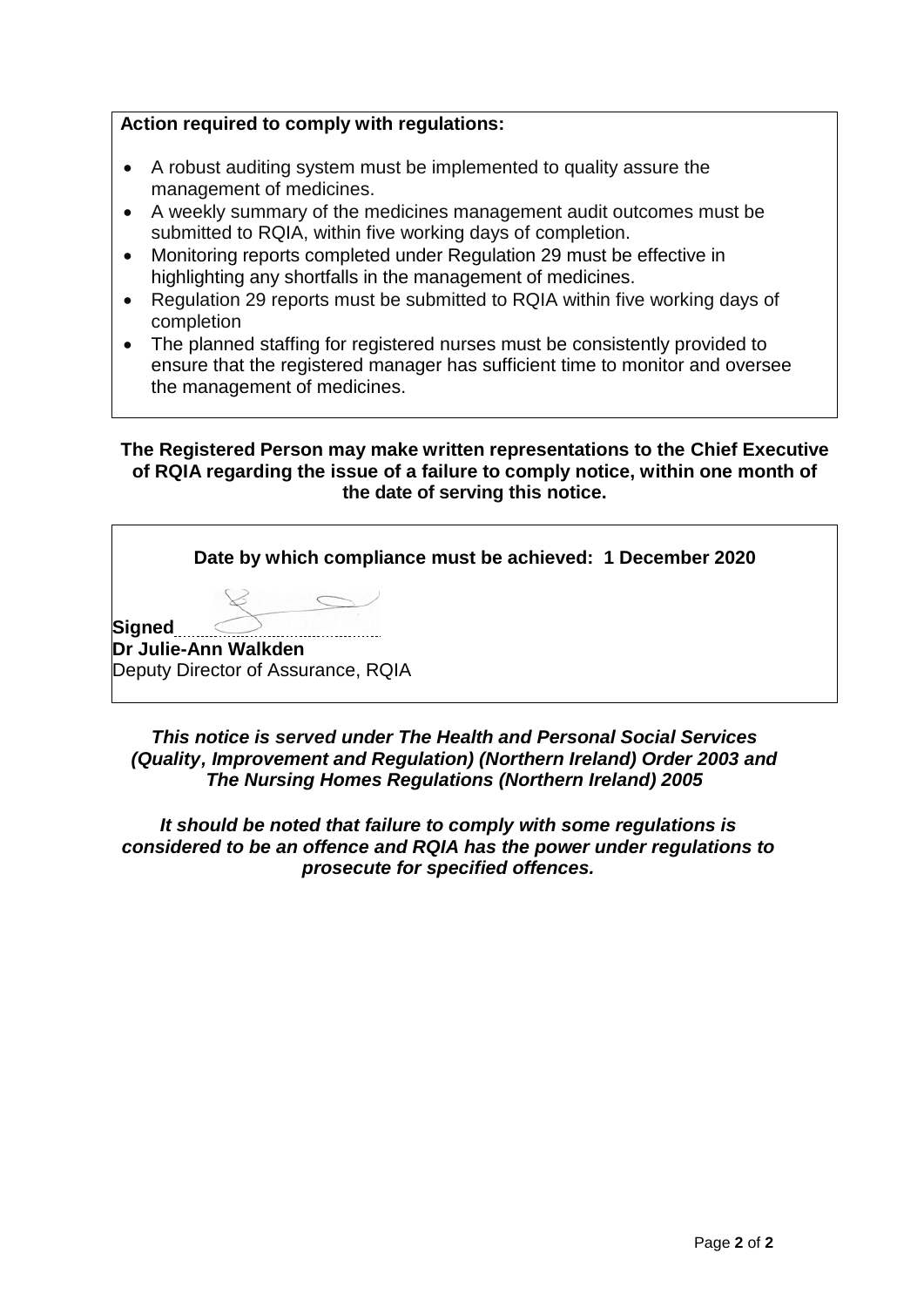**Action required to comply with regulations:**

- A robust auditing system must be implemented to quality assure the management of medicines.
- A weekly summary of the medicines management audit outcomes must be submitted to RQIA, within five working days of completion.
- Monitoring reports completed under Regulation 29 must be effective in highlighting any shortfalls in the management of medicines.
- Regulation 29 reports must be submitted to RQIA within five working days of completion
- The planned staffing for registered nurses must be consistently provided to ensure that the registered manager has sufficient time to monitor and oversee the management of medicines.

**The Registered Person may make written representations to the Chief Executive of RQIA regarding the issue of a failure to comply notice, within one month of the date of serving this notice.**

**Date by which compliance must be achieved: 1 December 2020**

**Signed**

**Dr Julie-Ann Walkden**
Deputy Director of Assurance, RQIA

***This notice is served under The Health and Personal Social Services (Quality, Improvement and Regulation) (Northern Ireland) Order 2003 and The Nursing Homes Regulations (Northern Ireland) 2005***

***It should be noted that failure to comply with some regulations is considered to be an offence and RQIA has the power under regulations to prosecute for specified offences.***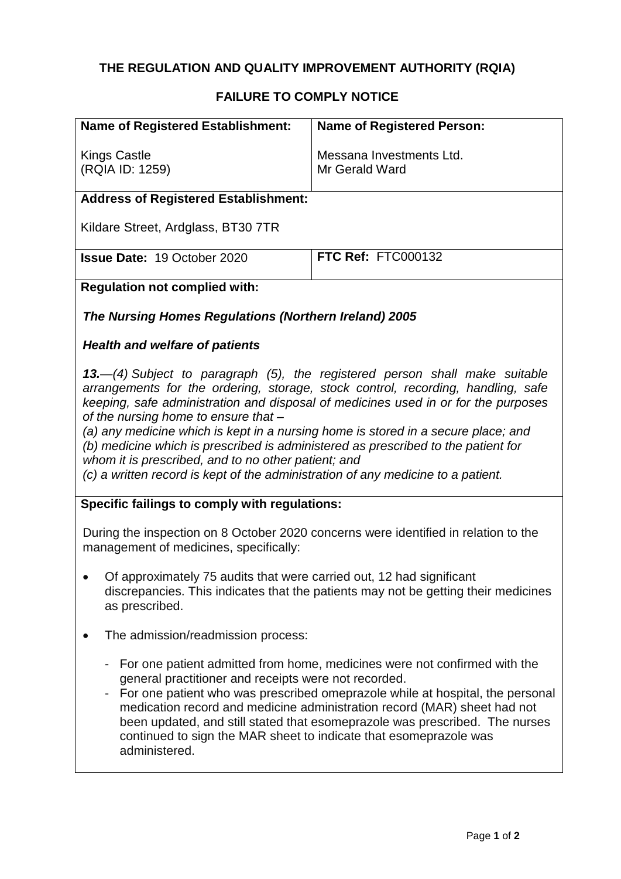**THE REGULATION AND QUALITY IMPROVEMENT AUTHORITY (RQIA)**

**FAILURE TO COMPLY NOTICE**

| **Name of Registered Establishment:** | **Name of Registered Person:** |
|---|---|
| Kings Castle<br>(RQIA ID: 1259) | Messana Investments Ltd.<br>Mr Gerald Ward |

**Address of Registered Establishment:**

Kildare Street, Ardglass, BT30 7TR

| **Issue Date:** 19 October 2020 | **FTC Ref:** FTC000132 |
|---|---|

**Regulation not complied with:**

***The Nursing Homes Regulations (Northern Ireland) 2005***

***Health and welfare of patients***

***13.***—*(4) Subject to paragraph (5), the registered person shall make suitable arrangements for the ordering, storage, stock control, recording, handling, safe keeping, safe administration and disposal of medicines used in or for the purposes of the nursing home to ensure that –*
*(a) any medicine which is kept in a nursing home is stored in a secure place; and*
*(b) medicine which is prescribed is administered as prescribed to the patient for whom it is prescribed, and to no other patient; and*
*(c) a written record is kept of the administration of any medicine to a patient.*

**Specific failings to comply with regulations:**

During the inspection on 8 October 2020 concerns were identified in relation to the management of medicines, specifically:

- Of approximately 75 audits that were carried out, 12 had significant discrepancies. This indicates that the patients may not be getting their medicines as prescribed.
- The admission/readmission process:
  - For one patient admitted from home, medicines were not confirmed with the general practitioner and receipts were not recorded.
  - For one patient who was prescribed omeprazole while at hospital, the personal medication record and medicine administration record (MAR) sheet had not been updated, and still stated that esomeprazole was prescribed. The nurses continued to sign the MAR sheet to indicate that esomeprazole was administered.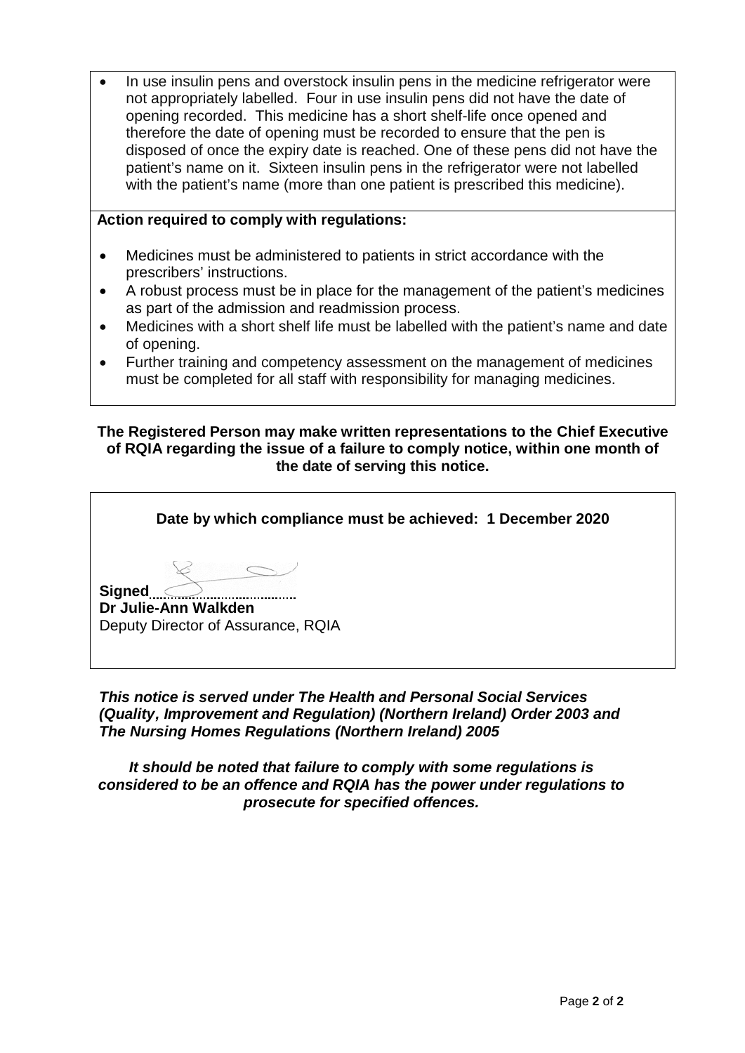- In use insulin pens and overstock insulin pens in the medicine refrigerator were not appropriately labelled. Four in use insulin pens did not have the date of opening recorded. This medicine has a short shelf-life once opened and therefore the date of opening must be recorded to ensure that the pen is disposed of once the expiry date is reached. One of these pens did not have the patient's name on it. Sixteen insulin pens in the refrigerator were not labelled with the patient's name (more than one patient is prescribed this medicine).

**Action required to comply with regulations:**

- Medicines must be administered to patients in strict accordance with the prescribers' instructions.
- A robust process must be in place for the management of the patient's medicines as part of the admission and readmission process.
- Medicines with a short shelf life must be labelled with the patient's name and date of opening.
- Further training and competency assessment on the management of medicines must be completed for all staff with responsibility for managing medicines.

**The Registered Person may make written representations to the Chief Executive of RQIA regarding the issue of a failure to comply notice, within one month of the date of serving this notice.**

**Date by which compliance must be achieved: 1 December 2020**

**Signed**

**Dr Julie-Ann Walkden**
Deputy Director of Assurance, RQIA

***This notice is served under The Health and Personal Social Services (Quality, Improvement and Regulation) (Northern Ireland) Order 2003 and The Nursing Homes Regulations (Northern Ireland) 2005***

***It should be noted that failure to comply with some regulations is considered to be an offence and RQIA has the power under regulations to prosecute for specified offences.***